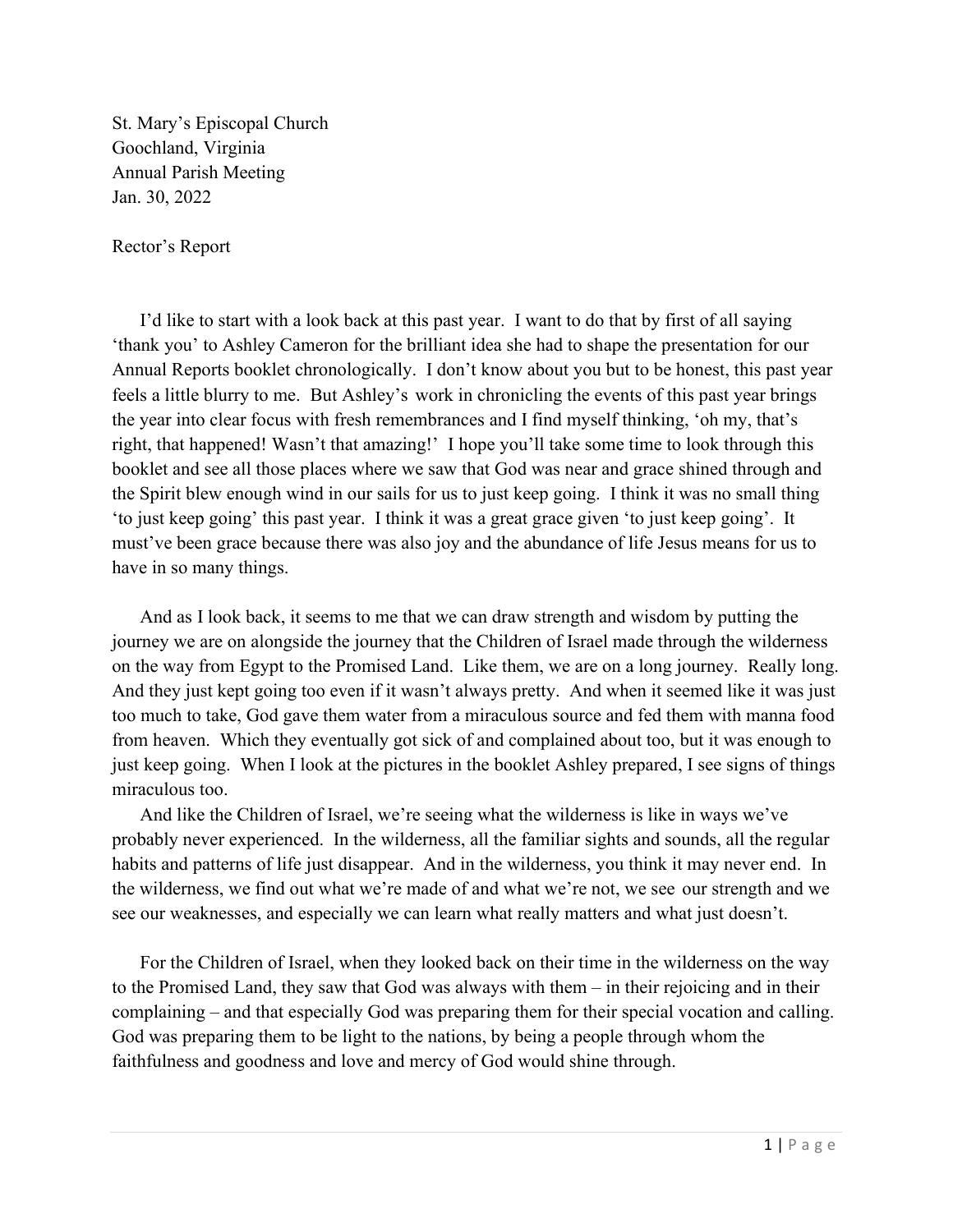St. Mary's Episcopal Church
Goochland, Virginia
Annual Parish Meeting
Jan. 30, 2022

Rector's Report

I'd like to start with a look back at this past year. I want to do that by first of all saying 'thank you' to Ashley Cameron for the brilliant idea she had to shape the presentation for our Annual Reports booklet chronologically. I don't know about you but to be honest, this past year feels a little blurry to me. But Ashley's work in chronicling the events of this past year brings the year into clear focus with fresh remembrances and I find myself thinking, 'oh my, that's right, that happened! Wasn't that amazing!' I hope you'll take some time to look through this booklet and see all those places where we saw that God was near and grace shined through and the Spirit blew enough wind in our sails for us to just keep going. I think it was no small thing 'to just keep going' this past year. I think it was a great grace given 'to just keep going'. It must've been grace because there was also joy and the abundance of life Jesus means for us to have in so many things.

And as I look back, it seems to me that we can draw strength and wisdom by putting the journey we are on alongside the journey that the Children of Israel made through the wilderness on the way from Egypt to the Promised Land. Like them, we are on a long journey. Really long. And they just kept going too even if it wasn't always pretty. And when it seemed like it was just too much to take, God gave them water from a miraculous source and fed them with manna food from heaven. Which they eventually got sick of and complained about too, but it was enough to just keep going. When I look at the pictures in the booklet Ashley prepared, I see signs of things miraculous too.

And like the Children of Israel, we're seeing what the wilderness is like in ways we've probably never experienced. In the wilderness, all the familiar sights and sounds, all the regular habits and patterns of life just disappear. And in the wilderness, you think it may never end. In the wilderness, we find out what we're made of and what we're not, we see our strength and we see our weaknesses, and especially we can learn what really matters and what just doesn't.

For the Children of Israel, when they looked back on their time in the wilderness on the way to the Promised Land, they saw that God was always with them – in their rejoicing and in their complaining – and that especially God was preparing them for their special vocation and calling. God was preparing them to be light to the nations, by being a people through whom the faithfulness and goodness and love and mercy of God would shine through.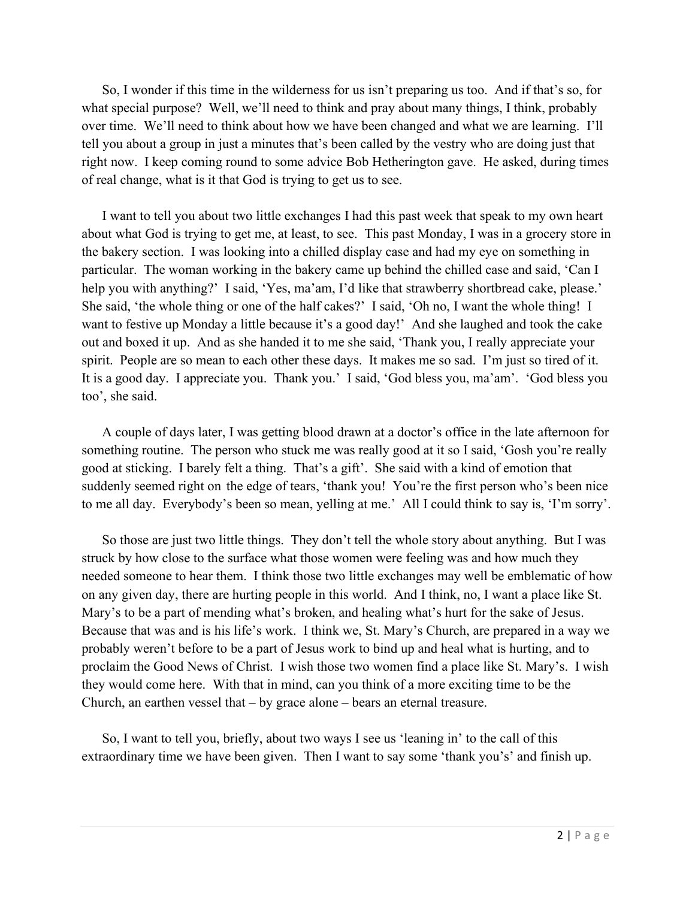So, I wonder if this time in the wilderness for us isn't preparing us too. And if that's so, for what special purpose? Well, we'll need to think and pray about many things, I think, probably over time. We'll need to think about how we have been changed and what we are learning. I'll tell you about a group in just a minutes that's been called by the vestry who are doing just that right now. I keep coming round to some advice Bob Hetherington gave. He asked, during times of real change, what is it that God is trying to get us to see.

I want to tell you about two little exchanges I had this past week that speak to my own heart about what God is trying to get me, at least, to see. This past Monday, I was in a grocery store in the bakery section. I was looking into a chilled display case and had my eye on something in particular. The woman working in the bakery came up behind the chilled case and said, 'Can I help you with anything?' I said, 'Yes, ma'am, I'd like that strawberry shortbread cake, please.' She said, 'the whole thing or one of the half cakes?' I said, 'Oh no, I want the whole thing! I want to festive up Monday a little because it's a good day!' And she laughed and took the cake out and boxed it up. And as she handed it to me she said, 'Thank you, I really appreciate your spirit. People are so mean to each other these days. It makes me so sad. I'm just so tired of it. It is a good day. I appreciate you. Thank you.' I said, 'God bless you, ma'am'. 'God bless you too', she said.

A couple of days later, I was getting blood drawn at a doctor's office in the late afternoon for something routine. The person who stuck me was really good at it so I said, 'Gosh you're really good at sticking. I barely felt a thing. That's a gift'. She said with a kind of emotion that suddenly seemed right on the edge of tears, 'thank you! You're the first person who's been nice to me all day. Everybody's been so mean, yelling at me.' All I could think to say is, 'I'm sorry'.

So those are just two little things. They don't tell the whole story about anything. But I was struck by how close to the surface what those women were feeling was and how much they needed someone to hear them. I think those two little exchanges may well be emblematic of how on any given day, there are hurting people in this world. And I think, no, I want a place like St. Mary's to be a part of mending what's broken, and healing what's hurt for the sake of Jesus. Because that was and is his life's work. I think we, St. Mary's Church, are prepared in a way we probably weren't before to be a part of Jesus work to bind up and heal what is hurting, and to proclaim the Good News of Christ. I wish those two women find a place like St. Mary's. I wish they would come here. With that in mind, can you think of a more exciting time to be the Church, an earthen vessel that – by grace alone – bears an eternal treasure.

So, I want to tell you, briefly, about two ways I see us 'leaning in' to the call of this extraordinary time we have been given. Then I want to say some 'thank you's' and finish up.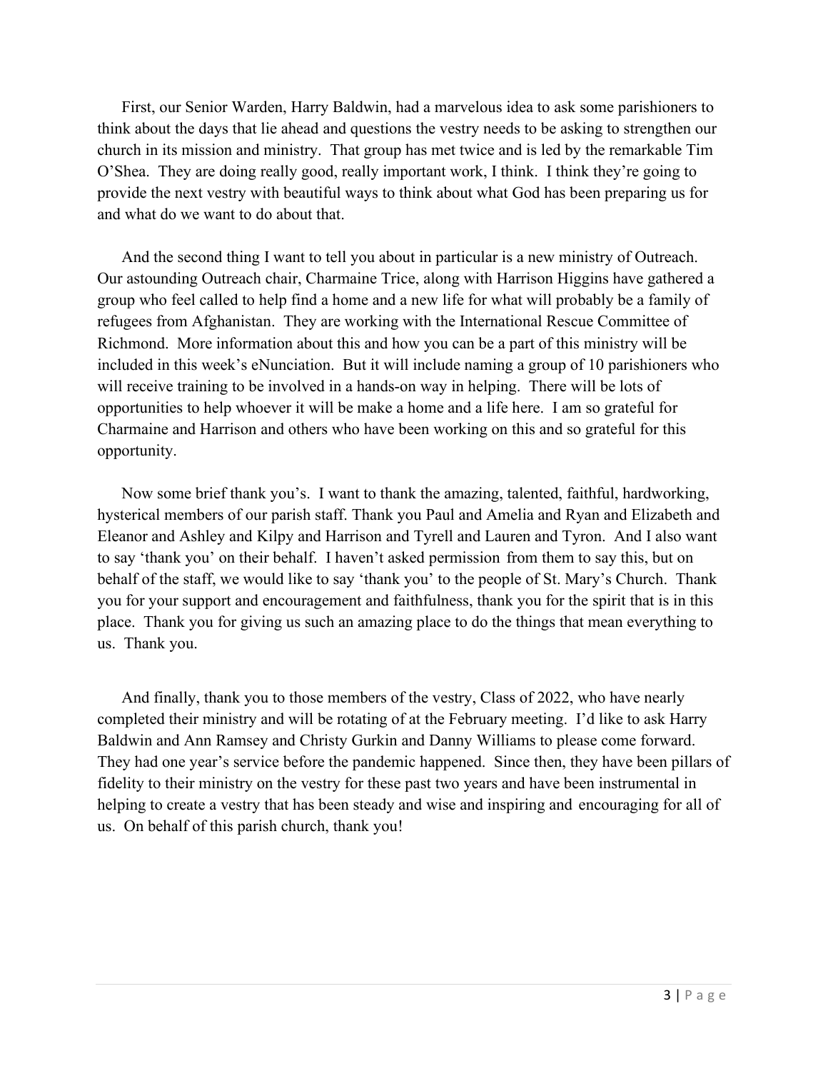First, our Senior Warden, Harry Baldwin, had a marvelous idea to ask some parishioners to think about the days that lie ahead and questions the vestry needs to be asking to strengthen our church in its mission and ministry. That group has met twice and is led by the remarkable Tim O'Shea. They are doing really good, really important work, I think. I think they're going to provide the next vestry with beautiful ways to think about what God has been preparing us for and what do we want to do about that.

And the second thing I want to tell you about in particular is a new ministry of Outreach. Our astounding Outreach chair, Charmaine Trice, along with Harrison Higgins have gathered a group who feel called to help find a home and a new life for what will probably be a family of refugees from Afghanistan. They are working with the International Rescue Committee of Richmond. More information about this and how you can be a part of this ministry will be included in this week's eNunciation. But it will include naming a group of 10 parishioners who will receive training to be involved in a hands-on way in helping. There will be lots of opportunities to help whoever it will be make a home and a life here. I am so grateful for Charmaine and Harrison and others who have been working on this and so grateful for this opportunity.

Now some brief thank you's. I want to thank the amazing, talented, faithful, hardworking, hysterical members of our parish staff. Thank you Paul and Amelia and Ryan and Elizabeth and Eleanor and Ashley and Kilpy and Harrison and Tyrell and Lauren and Tyron. And I also want to say 'thank you' on their behalf. I haven't asked permission from them to say this, but on behalf of the staff, we would like to say 'thank you' to the people of St. Mary's Church. Thank you for your support and encouragement and faithfulness, thank you for the spirit that is in this place. Thank you for giving us such an amazing place to do the things that mean everything to us. Thank you.

And finally, thank you to those members of the vestry, Class of 2022, who have nearly completed their ministry and will be rotating of at the February meeting. I'd like to ask Harry Baldwin and Ann Ramsey and Christy Gurkin and Danny Williams to please come forward. They had one year's service before the pandemic happened. Since then, they have been pillars of fidelity to their ministry on the vestry for these past two years and have been instrumental in helping to create a vestry that has been steady and wise and inspiring and encouraging for all of us. On behalf of this parish church, thank you!